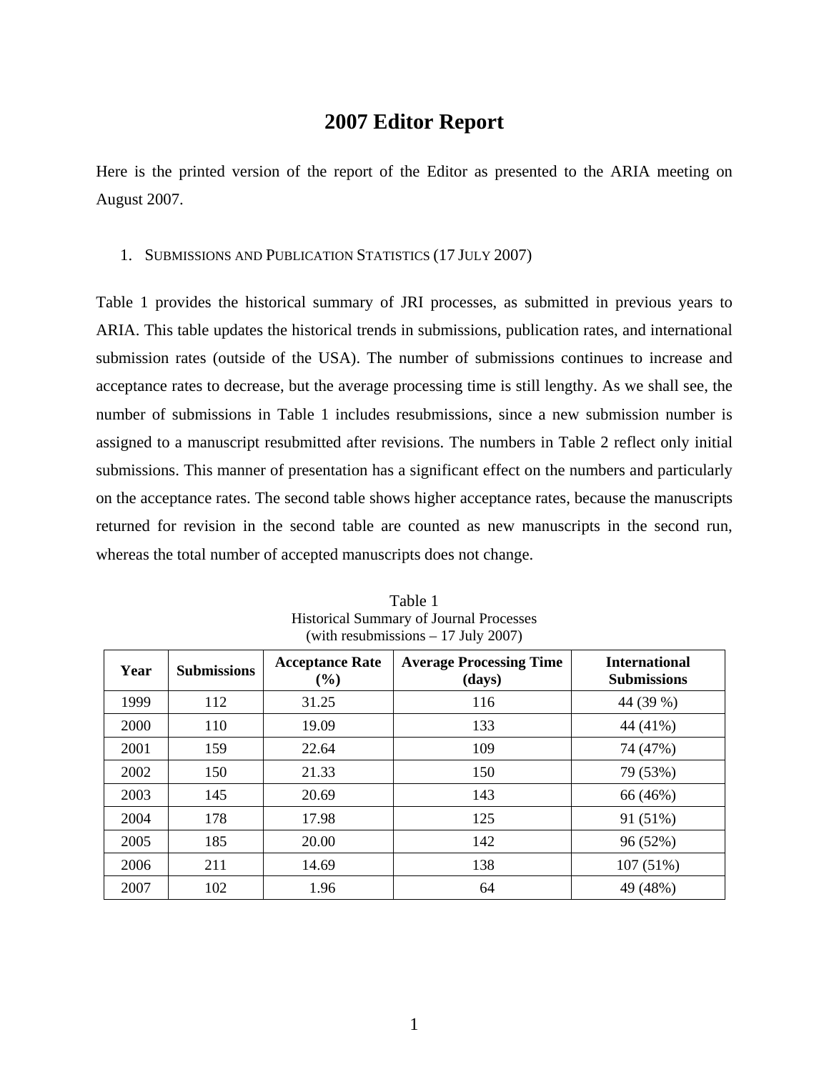# 2007 Editor Report

Here is the printed version of the report of the Editor as presented to the ARIA meeting on August 2007.

1. SUBMISSIONS AND PUBLICATION STATISTICS (17 JULY 2007)

Table 1 provides the historical summary of JRI processes, as submitted in previous years to ARIA. This table updates the historical trends in submissions, publication rates, and international submission rates (outside of the USA). The number of submissions continues to increase and acceptance rates to decrease, but the average processing time is still lengthy. As we shall see, the number of submissions in Table 1 includes resubmissions, since a new submission number is assigned to a manuscript resubmitted after revisions. The numbers in Table 2 reflect only initial submissions. This manner of presentation has a significant effect on the numbers and particularly on the acceptance rates. The second table shows higher acceptance rates, because the manuscripts returned for revision in the second table are counted as new manuscripts in the second run, whereas the total number of accepted manuscripts does not change.

Table 1
Historical Summary of Journal Processes
(with resubmissions – 17 July 2007)

| Year | Submissions | Acceptance Rate (%) | Average Processing Time (days) | International Submissions |
|---|---|---|---|---|
| 1999 | 112 | 31.25 | 116 | 44 (39 %) |
| 2000 | 110 | 19.09 | 133 | 44 (41%) |
| 2001 | 159 | 22.64 | 109 | 74 (47%) |
| 2002 | 150 | 21.33 | 150 | 79 (53%) |
| 2003 | 145 | 20.69 | 143 | 66 (46%) |
| 2004 | 178 | 17.98 | 125 | 91 (51%) |
| 2005 | 185 | 20.00 | 142 | 96 (52%) |
| 2006 | 211 | 14.69 | 138 | 107 (51%) |
| 2007 | 102 | 1.96 | 64 | 49 (48%) |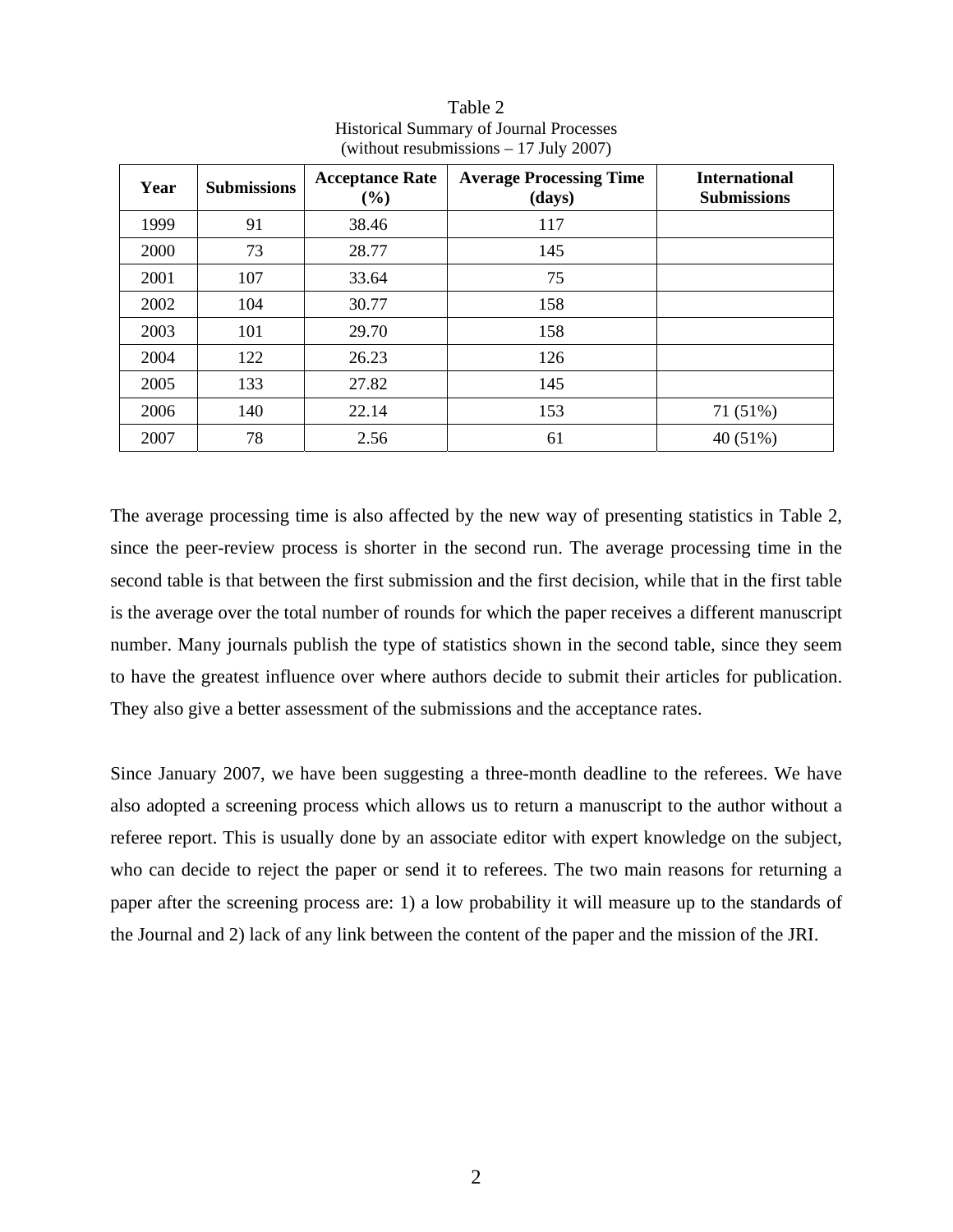Table 2
Historical Summary of Journal Processes
(without resubmissions – 17 July 2007)

| Year | Submissions | Acceptance Rate (%) | Average Processing Time (days) | International Submissions |
|---|---|---|---|---|
| 1999 | 91 | 38.46 | 117 | |
| 2000 | 73 | 28.77 | 145 | |
| 2001 | 107 | 33.64 | 75 | |
| 2002 | 104 | 30.77 | 158 | |
| 2003 | 101 | 29.70 | 158 | |
| 2004 | 122 | 26.23 | 126 | |
| 2005 | 133 | 27.82 | 145 | |
| 2006 | 140 | 22.14 | 153 | 71 (51%) |
| 2007 | 78 | 2.56 | 61 | 40 (51%) |

The average processing time is also affected by the new way of presenting statistics in Table 2, since the peer-review process is shorter in the second run. The average processing time in the second table is that between the first submission and the first decision, while that in the first table is the average over the total number of rounds for which the paper receives a different manuscript number. Many journals publish the type of statistics shown in the second table, since they seem to have the greatest influence over where authors decide to submit their articles for publication. They also give a better assessment of the submissions and the acceptance rates.

Since January 2007, we have been suggesting a three-month deadline to the referees. We have also adopted a screening process which allows us to return a manuscript to the author without a referee report. This is usually done by an associate editor with expert knowledge on the subject, who can decide to reject the paper or send it to referees. The two main reasons for returning a paper after the screening process are: 1) a low probability it will measure up to the standards of the Journal and 2) lack of any link between the content of the paper and the mission of the JRI.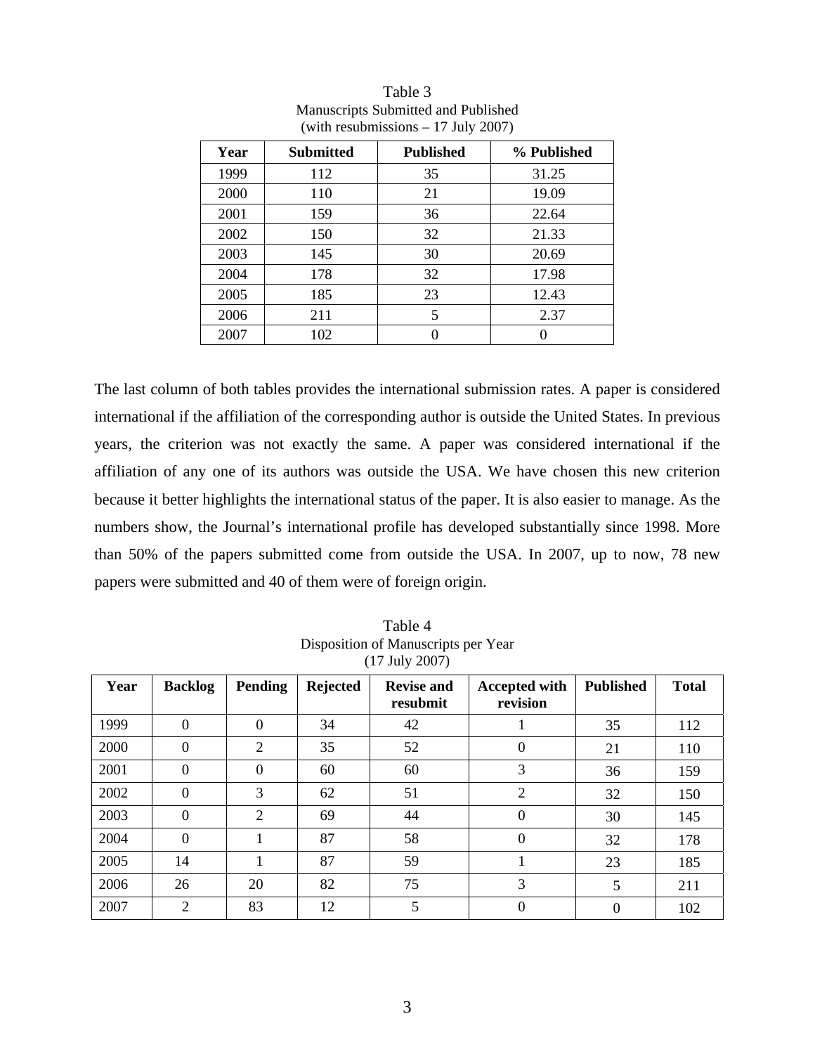Table 3
Manuscripts Submitted and Published
(with resubmissions – 17 July 2007)

| Year | Submitted | Published | % Published |
|---|---|---|---|
| 1999 | 112 | 35 | 31.25 |
| 2000 | 110 | 21 | 19.09 |
| 2001 | 159 | 36 | 22.64 |
| 2002 | 150 | 32 | 21.33 |
| 2003 | 145 | 30 | 20.69 |
| 2004 | 178 | 32 | 17.98 |
| 2005 | 185 | 23 | 12.43 |
| 2006 | 211 | 5 | 2.37 |
| 2007 | 102 | 0 | 0 |

The last column of both tables provides the international submission rates. A paper is considered international if the affiliation of the corresponding author is outside the United States. In previous years, the criterion was not exactly the same. A paper was considered international if the affiliation of any one of its authors was outside the USA. We have chosen this new criterion because it better highlights the international status of the paper. It is also easier to manage. As the numbers show, the Journal's international profile has developed substantially since 1998. More than 50% of the papers submitted come from outside the USA. In 2007, up to now, 78 new papers were submitted and 40 of them were of foreign origin.

Table 4
Disposition of Manuscripts per Year
(17 July 2007)

| Year | Backlog | Pending | Rejected | Revise and resubmit | Accepted with revision | Published | Total |
|---|---|---|---|---|---|---|---|
| 1999 | 0 | 0 | 34 | 42 | 1 | 35 | 112 |
| 2000 | 0 | 2 | 35 | 52 | 0 | 21 | 110 |
| 2001 | 0 | 0 | 60 | 60 | 3 | 36 | 159 |
| 2002 | 0 | 3 | 62 | 51 | 2 | 32 | 150 |
| 2003 | 0 | 2 | 69 | 44 | 0 | 30 | 145 |
| 2004 | 0 | 1 | 87 | 58 | 0 | 32 | 178 |
| 2005 | 14 | 1 | 87 | 59 | 1 | 23 | 185 |
| 2006 | 26 | 20 | 82 | 75 | 3 | 5 | 211 |
| 2007 | 2 | 83 | 12 | 5 | 0 | 0 | 102 |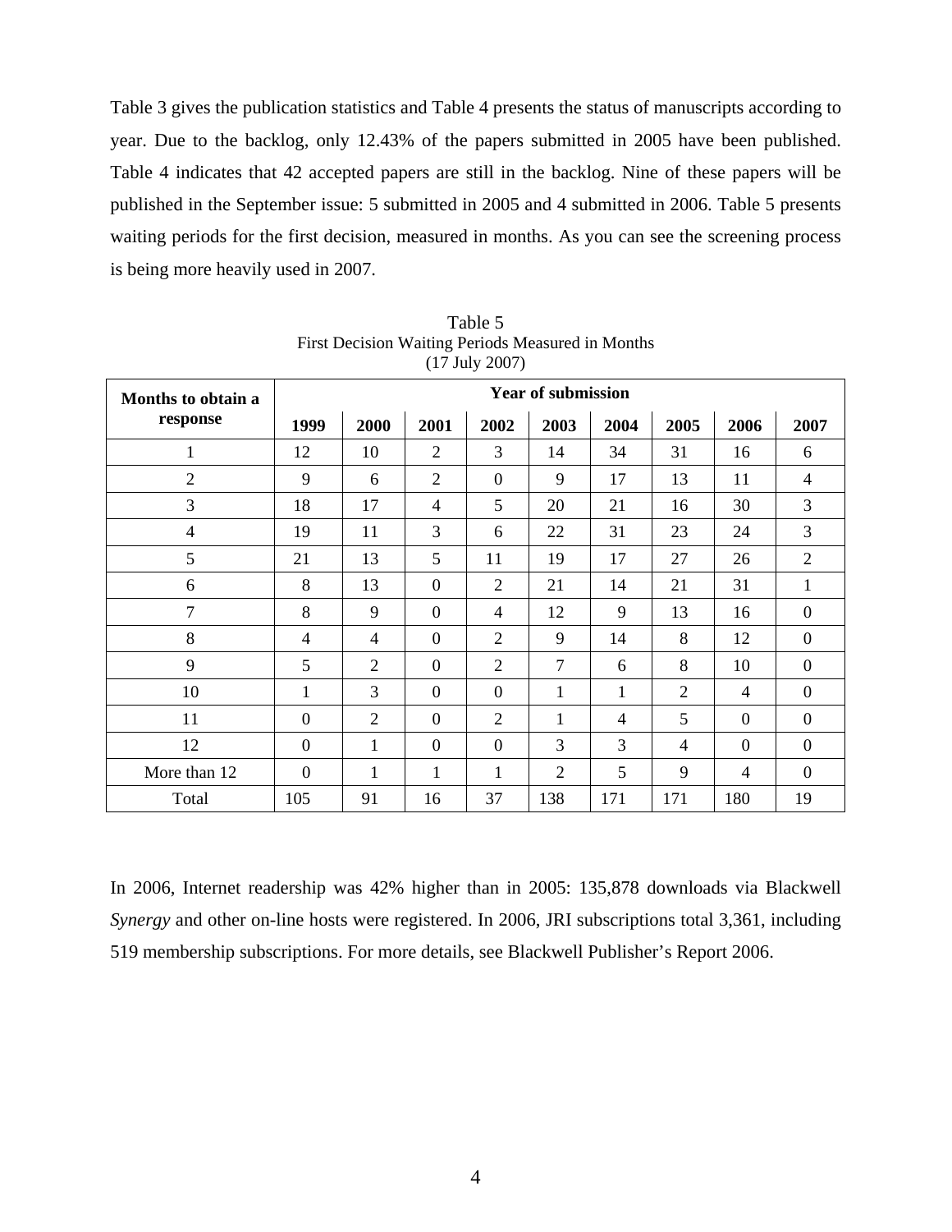Table 3 gives the publication statistics and Table 4 presents the status of manuscripts according to year. Due to the backlog, only 12.43% of the papers submitted in 2005 have been published. Table 4 indicates that 42 accepted papers are still in the backlog. Nine of these papers will be published in the September issue: 5 submitted in 2005 and 4 submitted in 2006. Table 5 presents waiting periods for the first decision, measured in months. As you can see the screening process is being more heavily used in 2007.

Table 5
First Decision Waiting Periods Measured in Months
(17 July 2007)

| Months to obtain a response | Year of submission | | | | | | | | |
|---|---|---|---|---|---|---|---|---|---|
| | **1999** | **2000** | **2001** | **2002** | **2003** | **2004** | **2005** | **2006** | **2007** |
| 1 | 12 | 10 | 2 | 3 | 14 | 34 | 31 | 16 | 6 |
| 2 | 9 | 6 | 2 | 0 | 9 | 17 | 13 | 11 | 4 |
| 3 | 18 | 17 | 4 | 5 | 20 | 21 | 16 | 30 | 3 |
| 4 | 19 | 11 | 3 | 6 | 22 | 31 | 23 | 24 | 3 |
| 5 | 21 | 13 | 5 | 11 | 19 | 17 | 27 | 26 | 2 |
| 6 | 8 | 13 | 0 | 2 | 21 | 14 | 21 | 31 | 1 |
| 7 | 8 | 9 | 0 | 4 | 12 | 9 | 13 | 16 | 0 |
| 8 | 4 | 4 | 0 | 2 | 9 | 14 | 8 | 12 | 0 |
| 9 | 5 | 2 | 0 | 2 | 7 | 6 | 8 | 10 | 0 |
| 10 | 1 | 3 | 0 | 0 | 1 | 1 | 2 | 4 | 0 |
| 11 | 0 | 2 | 0 | 2 | 1 | 4 | 5 | 0 | 0 |
| 12 | 0 | 1 | 0 | 0 | 3 | 3 | 4 | 0 | 0 |
| More than 12 | 0 | 1 | 1 | 1 | 2 | 5 | 9 | 4 | 0 |
| Total | 105 | 91 | 16 | 37 | 138 | 171 | 171 | 180 | 19 |

In 2006, Internet readership was 42% higher than in 2005: 135,878 downloads via Blackwell *Synergy* and other on-line hosts were registered. In 2006, JRI subscriptions total 3,361, including 519 membership subscriptions. For more details, see Blackwell Publisher's Report 2006.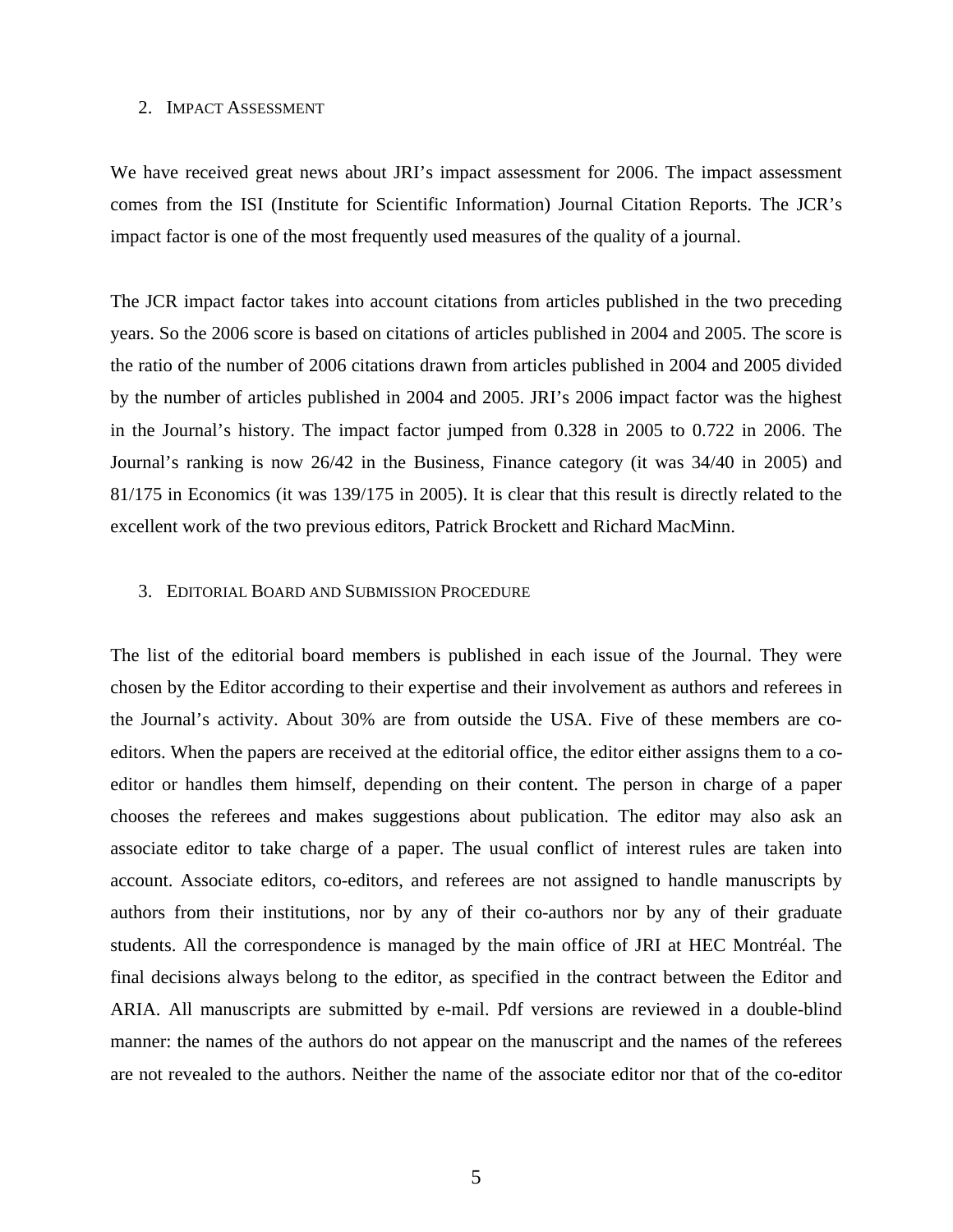## 2. Impact Assessment

We have received great news about JRI's impact assessment for 2006. The impact assessment comes from the ISI (Institute for Scientific Information) Journal Citation Reports. The JCR's impact factor is one of the most frequently used measures of the quality of a journal.

The JCR impact factor takes into account citations from articles published in the two preceding years. So the 2006 score is based on citations of articles published in 2004 and 2005. The score is the ratio of the number of 2006 citations drawn from articles published in 2004 and 2005 divided by the number of articles published in 2004 and 2005. JRI's 2006 impact factor was the highest in the Journal's history. The impact factor jumped from 0.328 in 2005 to 0.722 in 2006. The Journal's ranking is now 26/42 in the Business, Finance category (it was 34/40 in 2005) and 81/175 in Economics (it was 139/175 in 2005). It is clear that this result is directly related to the excellent work of the two previous editors, Patrick Brockett and Richard MacMinn.

## 3. Editorial Board and Submission Procedure

The list of the editorial board members is published in each issue of the Journal. They were chosen by the Editor according to their expertise and their involvement as authors and referees in the Journal's activity. About 30% are from outside the USA. Five of these members are co-editors. When the papers are received at the editorial office, the editor either assigns them to a co-editor or handles them himself, depending on their content. The person in charge of a paper chooses the referees and makes suggestions about publication. The editor may also ask an associate editor to take charge of a paper. The usual conflict of interest rules are taken into account. Associate editors, co-editors, and referees are not assigned to handle manuscripts by authors from their institutions, nor by any of their co-authors nor by any of their graduate students. All the correspondence is managed by the main office of JRI at HEC Montréal. The final decisions always belong to the editor, as specified in the contract between the Editor and ARIA. All manuscripts are submitted by e-mail. Pdf versions are reviewed in a double-blind manner: the names of the authors do not appear on the manuscript and the names of the referees are not revealed to the authors. Neither the name of the associate editor nor that of the co-editor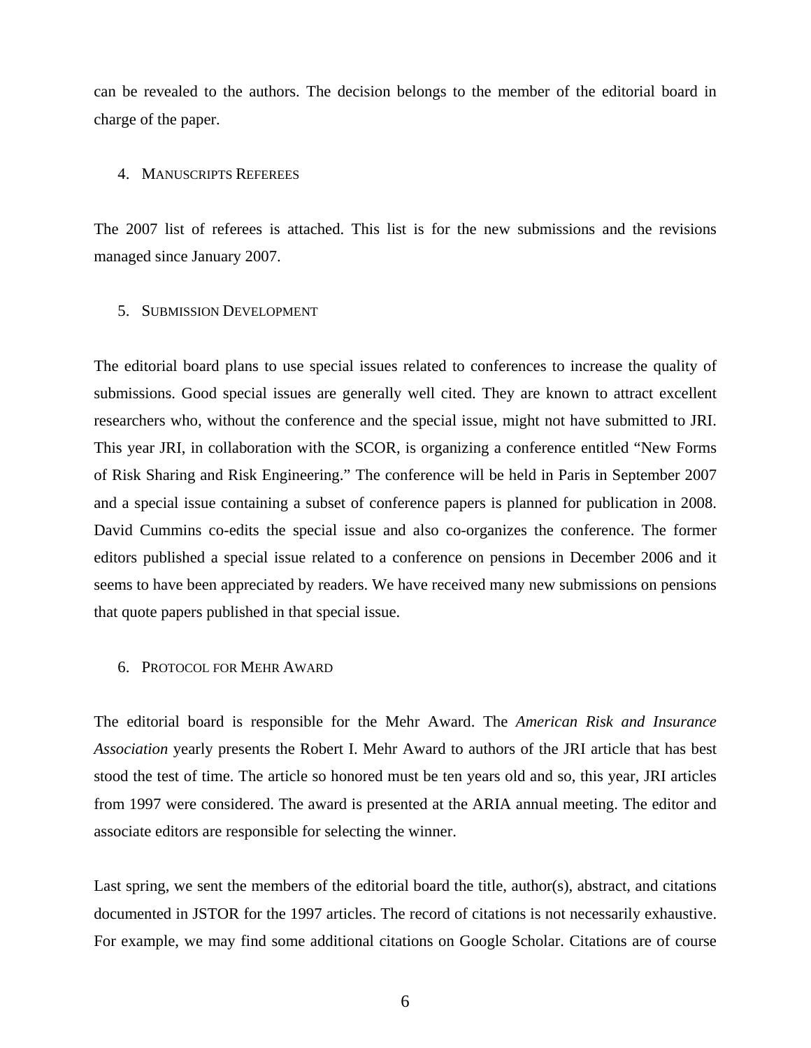can be revealed to the authors. The decision belongs to the member of the editorial board in charge of the paper.

## 4. Manuscripts Referees

The 2007 list of referees is attached. This list is for the new submissions and the revisions managed since January 2007.

## 5. Submission Development

The editorial board plans to use special issues related to conferences to increase the quality of submissions. Good special issues are generally well cited. They are known to attract excellent researchers who, without the conference and the special issue, might not have submitted to JRI. This year JRI, in collaboration with the SCOR, is organizing a conference entitled "New Forms of Risk Sharing and Risk Engineering." The conference will be held in Paris in September 2007 and a special issue containing a subset of conference papers is planned for publication in 2008. David Cummins co-edits the special issue and also co-organizes the conference. The former editors published a special issue related to a conference on pensions in December 2006 and it seems to have been appreciated by readers. We have received many new submissions on pensions that quote papers published in that special issue.

## 6. Protocol for Mehr Award

The editorial board is responsible for the Mehr Award. The *American Risk and Insurance Association* yearly presents the Robert I. Mehr Award to authors of the JRI article that has best stood the test of time. The article so honored must be ten years old and so, this year, JRI articles from 1997 were considered. The award is presented at the ARIA annual meeting. The editor and associate editors are responsible for selecting the winner.

Last spring, we sent the members of the editorial board the title, author(s), abstract, and citations documented in JSTOR for the 1997 articles. The record of citations is not necessarily exhaustive. For example, we may find some additional citations on Google Scholar. Citations are of course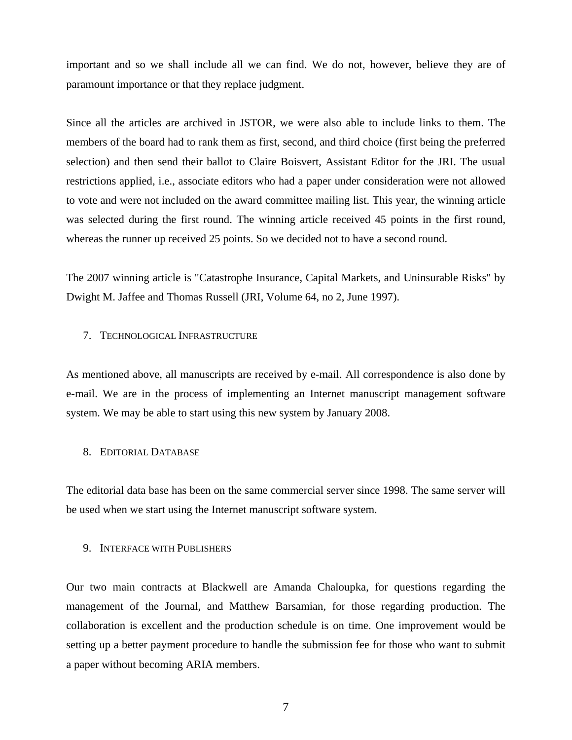important and so we shall include all we can find. We do not, however, believe they are of paramount importance or that they replace judgment.

Since all the articles are archived in JSTOR, we were also able to include links to them. The members of the board had to rank them as first, second, and third choice (first being the preferred selection) and then send their ballot to Claire Boisvert, Assistant Editor for the JRI. The usual restrictions applied, i.e., associate editors who had a paper under consideration were not allowed to vote and were not included on the award committee mailing list. This year, the winning article was selected during the first round. The winning article received 45 points in the first round, whereas the runner up received 25 points. So we decided not to have a second round.

The 2007 winning article is "Catastrophe Insurance, Capital Markets, and Uninsurable Risks" by Dwight M. Jaffee and Thomas Russell (JRI, Volume 64, no 2, June 1997).

## 7. Technological Infrastructure

As mentioned above, all manuscripts are received by e-mail. All correspondence is also done by e-mail. We are in the process of implementing an Internet manuscript management software system. We may be able to start using this new system by January 2008.

## 8. Editorial Database

The editorial data base has been on the same commercial server since 1998. The same server will be used when we start using the Internet manuscript software system.

## 9. Interface with Publishers

Our two main contracts at Blackwell are Amanda Chaloupka, for questions regarding the management of the Journal, and Matthew Barsamian, for those regarding production. The collaboration is excellent and the production schedule is on time. One improvement would be setting up a better payment procedure to handle the submission fee for those who want to submit a paper without becoming ARIA members.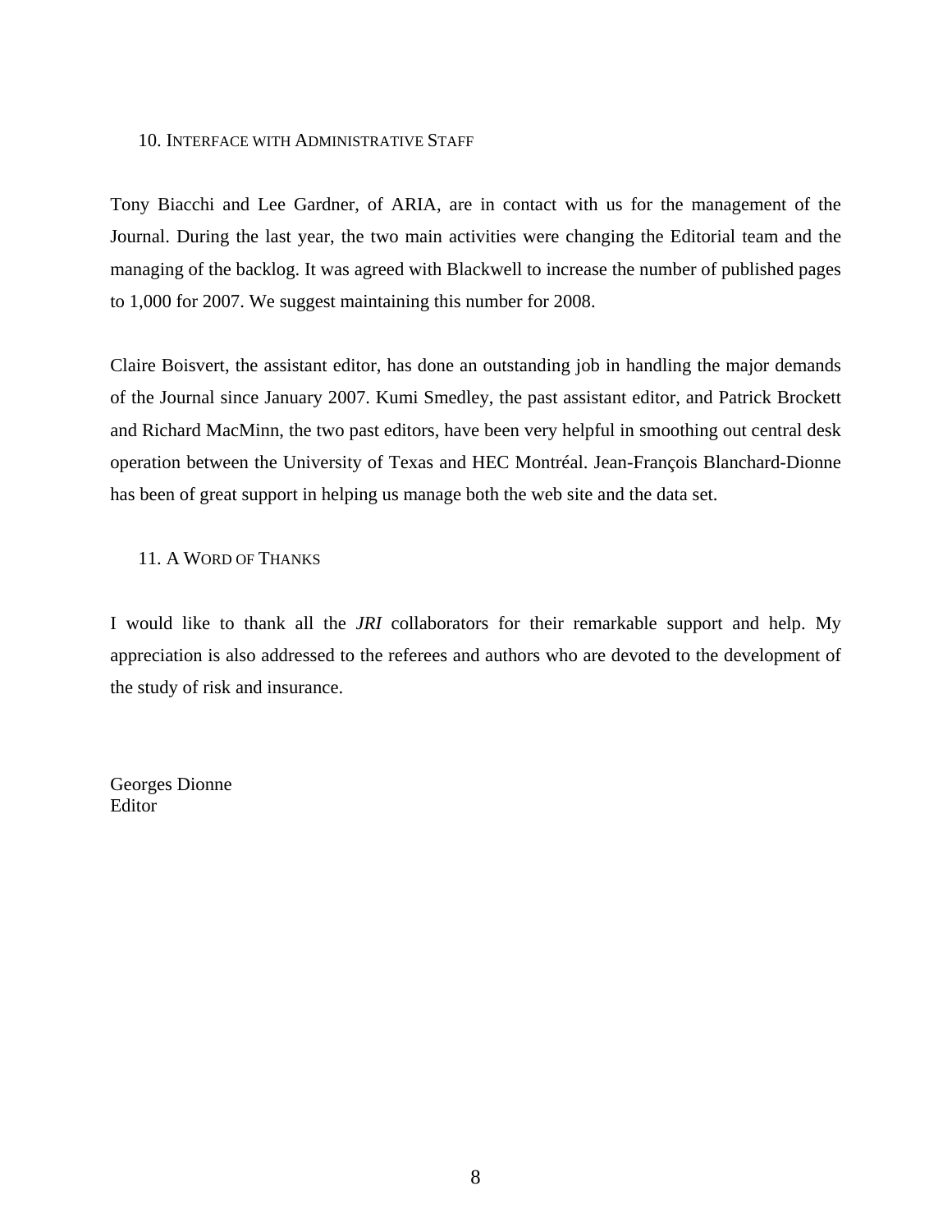## 10. Interface with Administrative Staff

Tony Biacchi and Lee Gardner, of ARIA, are in contact with us for the management of the Journal. During the last year, the two main activities were changing the Editorial team and the managing of the backlog. It was agreed with Blackwell to increase the number of published pages to 1,000 for 2007. We suggest maintaining this number for 2008.

Claire Boisvert, the assistant editor, has done an outstanding job in handling the major demands of the Journal since January 2007. Kumi Smedley, the past assistant editor, and Patrick Brockett and Richard MacMinn, the two past editors, have been very helpful in smoothing out central desk operation between the University of Texas and HEC Montréal. Jean-François Blanchard-Dionne has been of great support in helping us manage both the web site and the data set.

## 11. A Word of Thanks

I would like to thank all the *JRI* collaborators for their remarkable support and help. My appreciation is also addressed to the referees and authors who are devoted to the development of the study of risk and insurance.

Georges Dionne
Editor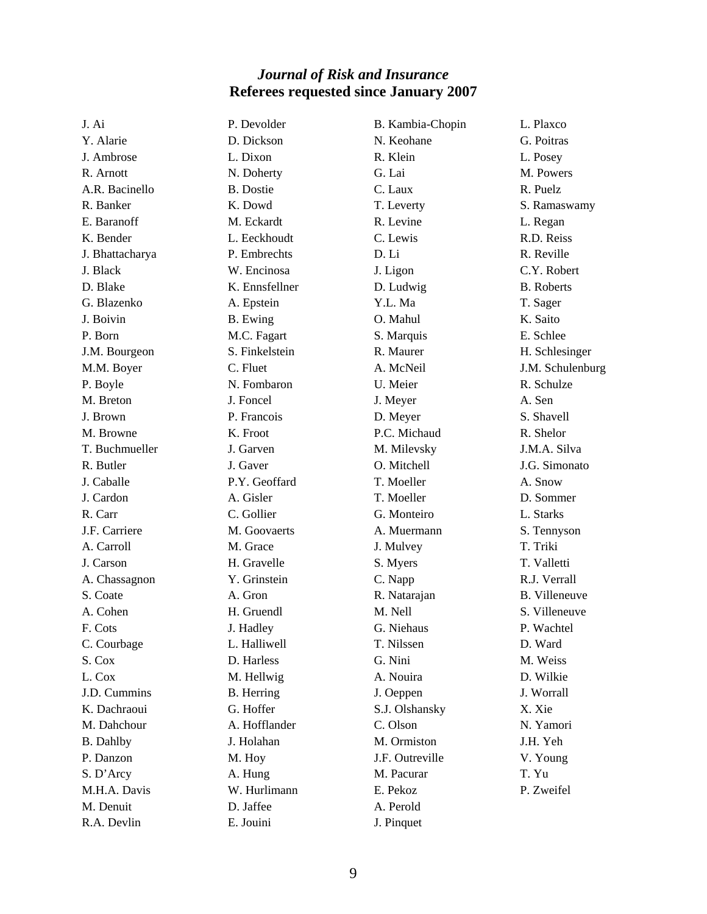# *Journal of Risk and Insurance*
## Referees requested since January 2007

J. Ai
Y. Alarie
J. Ambrose
R. Arnott
A.R. Bacinello
R. Banker
E. Baranoff
K. Bender
J. Bhattacharya
J. Black
D. Blake
G. Blazenko
J. Boivin
P. Born
J.M. Bourgeon
M.M. Boyer
P. Boyle
M. Breton
J. Brown
M. Browne
T. Buchmueller
R. Butler
J. Caballe
J. Cardon
R. Carr
J.F. Carriere
A. Carroll
J. Carson
A. Chassagnon
S. Coate
A. Cohen
F. Cots
C. Courbage
S. Cox
L. Cox
J.D. Cummins
K. Dachraoui
M. Dahchour
B. Dahlby
P. Danzon
S. D'Arcy
M.H.A. Davis
M. Denuit
R.A. Devlin
P. Devolder
D. Dickson
L. Dixon
N. Doherty
B. Dostie
K. Dowd
M. Eckardt
L. Eeckhoudt
P. Embrechts
W. Encinosa
K. Ennsfellner
A. Epstein
B. Ewing
M.C. Fagart
S. Finkelstein
C. Fluet
N. Fombaron
J. Foncel
P. Francois
K. Froot
J. Garven
J. Gaver
P.Y. Geoffard
A. Gisler
C. Gollier
M. Goovaerts
M. Grace
H. Gravelle
Y. Grinstein
A. Gron
H. Gruendl
J. Hadley
L. Halliwell
D. Harless
M. Hellwig
B. Herring
G. Hoffer
A. Hofflander
J. Holahan
M. Hoy
A. Hung
W. Hurlimann
D. Jaffee
E. Jouini
B. Kambia-Chopin
N. Keohane
R. Klein
G. Lai
C. Laux
T. Leverty
R. Levine
C. Lewis
D. Li
J. Ligon
D. Ludwig
Y.L. Ma
O. Mahul
S. Marquis
R. Maurer
A. McNeil
U. Meier
J. Meyer
D. Meyer
P.C. Michaud
M. Milevsky
O. Mitchell
T. Moeller
T. Moeller
G. Monteiro
A. Muermann
J. Mulvey
S. Myers
C. Napp
R. Natarajan
M. Nell
G. Niehaus
T. Nilssen
G. Nini
A. Nouira
J. Oeppen
S.J. Olshansky
C. Olson
M. Ormiston
J.F. Outreville
M. Pacurar
E. Pekoz
A. Perold
J. Pinquet
L. Plaxco
G. Poitras
L. Posey
M. Powers
R. Puelz
S. Ramaswamy
L. Regan
R.D. Reiss
R. Reville
C.Y. Robert
B. Roberts
T. Sager
K. Saito
E. Schlee
H. Schlesinger
J.M. Schulenburg
R. Schulze
A. Sen
S. Shavell
R. Shelor
J.M.A. Silva
J.G. Simonato
A. Snow
D. Sommer
L. Starks
S. Tennyson
T. Triki
T. Valletti
R.J. Verrall
B. Villeneuve
S. Villeneuve
P. Wachtel
D. Ward
M. Weiss
D. Wilkie
J. Worrall
X. Xie
N. Yamori
J.H. Yeh
V. Young
T. Yu
P. Zweifel